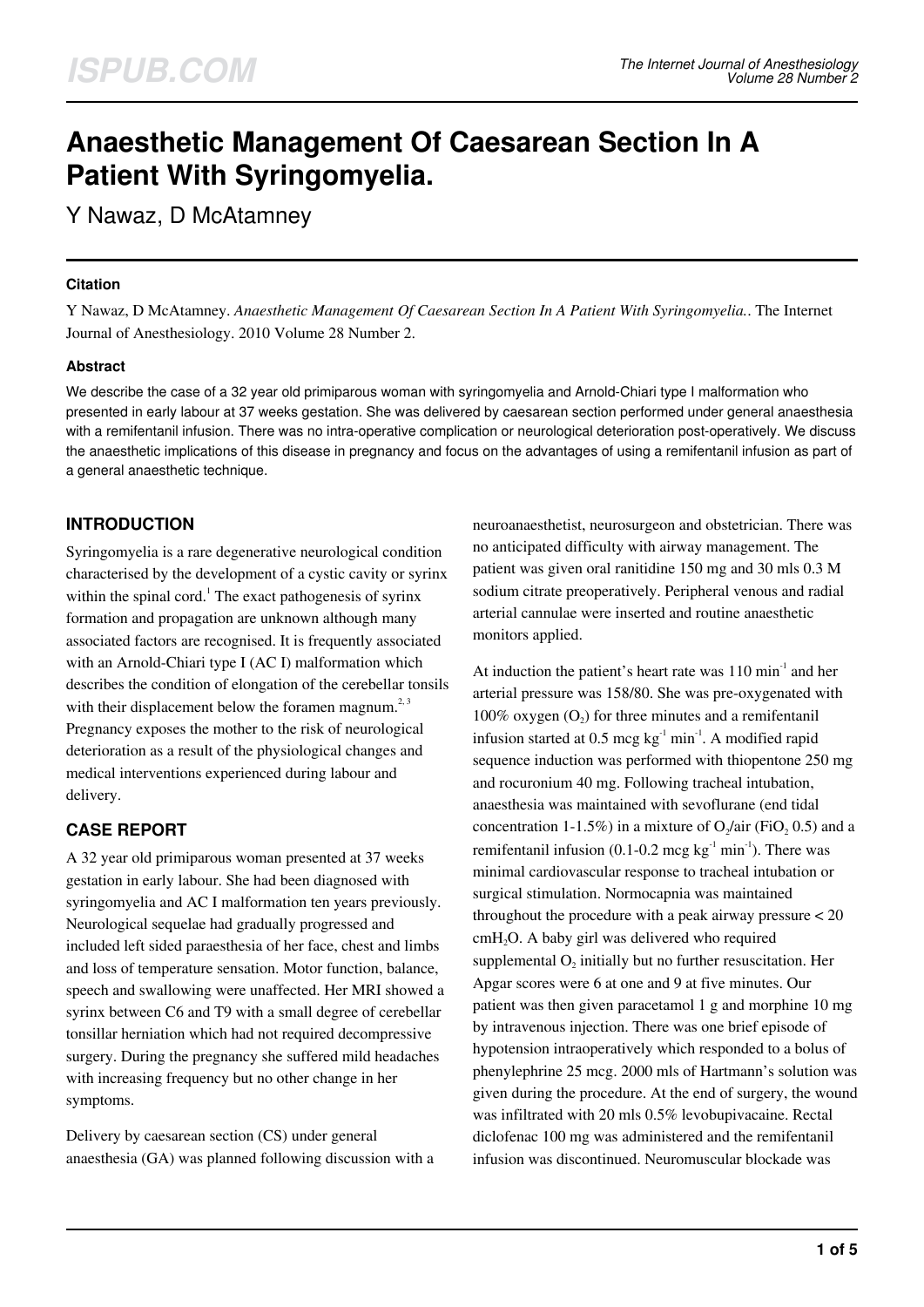# Anaesthetic Management Of Caesarean Section In A Patient With Syringomyelia.

Y Nawaz, D McAtamney

### Citation

Y Nawaz, D McAtamney. *Anaesthetic Management Of Caesarean Section In A Patient With Syringomyelia.*. The Internet Journal of Anesthesiology. 2010 Volume 28 Number 2.

### Abstract

We describe the case of a 32 year old primiparous woman with syringomyelia and Arnold-Chiari type I malformation who presented in early labour at 37 weeks gestation. She was delivered by caesarean section performed under general anaesthesia with a remifentanil infusion. There was no intra-operative complication or neurological deterioration post-operatively. We discuss the anaesthetic implications of this disease in pregnancy and focus on the advantages of using a remifentanil infusion as part of a general anaesthetic technique.

## INTRODUCTION

Syringomyelia is a rare degenerative neurological condition characterised by the development of a cystic cavity or syrinx within the spinal cord.[1] The exact pathogenesis of syrinx formation and propagation are unknown although many associated factors are recognised. It is frequently associated with an Arnold-Chiari type I (AC I) malformation which describes the condition of elongation of the cerebellar tonsils with their displacement below the foramen magnum.[2, 3] Pregnancy exposes the mother to the risk of neurological deterioration as a result of the physiological changes and medical interventions experienced during labour and delivery.

## CASE REPORT

A 32 year old primiparous woman presented at 37 weeks gestation in early labour. She had been diagnosed with syringomyelia and AC I malformation ten years previously. Neurological sequelae had gradually progressed and included left sided paraesthesia of her face, chest and limbs and loss of temperature sensation. Motor function, balance, speech and swallowing were unaffected. Her MRI showed a syrinx between C6 and T9 with a small degree of cerebellar tonsillar herniation which had not required decompressive surgery. During the pregnancy she suffered mild headaches with increasing frequency but no other change in her symptoms.

Delivery by caesarean section (CS) under general anaesthesia (GA) was planned following discussion with a neuroanaesthetist, neurosurgeon and obstetrician. There was no anticipated difficulty with airway management. The patient was given oral ranitidine 150 mg and 30 mls 0.3 M sodium citrate preoperatively. Peripheral venous and radial arterial cannulae were inserted and routine anaesthetic monitors applied.

At induction the patient's heart rate was 110 $min^{-1}$ and her arterial pressure was 158/80. She was pre-oxygenated with 100% oxygen ($O_2$) for three minutes and a remifentanil infusion started at 0.5 mcg $kg^{-1}$ $min^{-1}$. A modified rapid sequence induction was performed with thiopentone 250 mg and rocuronium 40 mg. Following tracheal intubation, anaesthesia was maintained with sevoflurane (end tidal concentration 1-1.5%) in a mixture of $O_2$/air ($FiO_2$ 0.5) and a remifentanil infusion (0.1-0.2 mcg $kg^{-1}$ $min^{-1}$). There was minimal cardiovascular response to tracheal intubation or surgical stimulation. Normocapnia was maintained throughout the procedure with a peak airway pressure < 20 $cmH_2O$. A baby girl was delivered who required supplemental $O_2$ initially but no further resuscitation. Her Apgar scores were 6 at one and 9 at five minutes. Our patient was then given paracetamol 1 g and morphine 10 mg by intravenous injection. There was one brief episode of hypotension intraoperatively which responded to a bolus of phenylephrine 25 mcg. 2000 mls of Hartmann's solution was given during the procedure. At the end of surgery, the wound was infiltrated with 20 mls 0.5% levobupivacaine. Rectal diclofenac 100 mg was administered and the remifentanil infusion was discontinued. Neuromuscular blockade was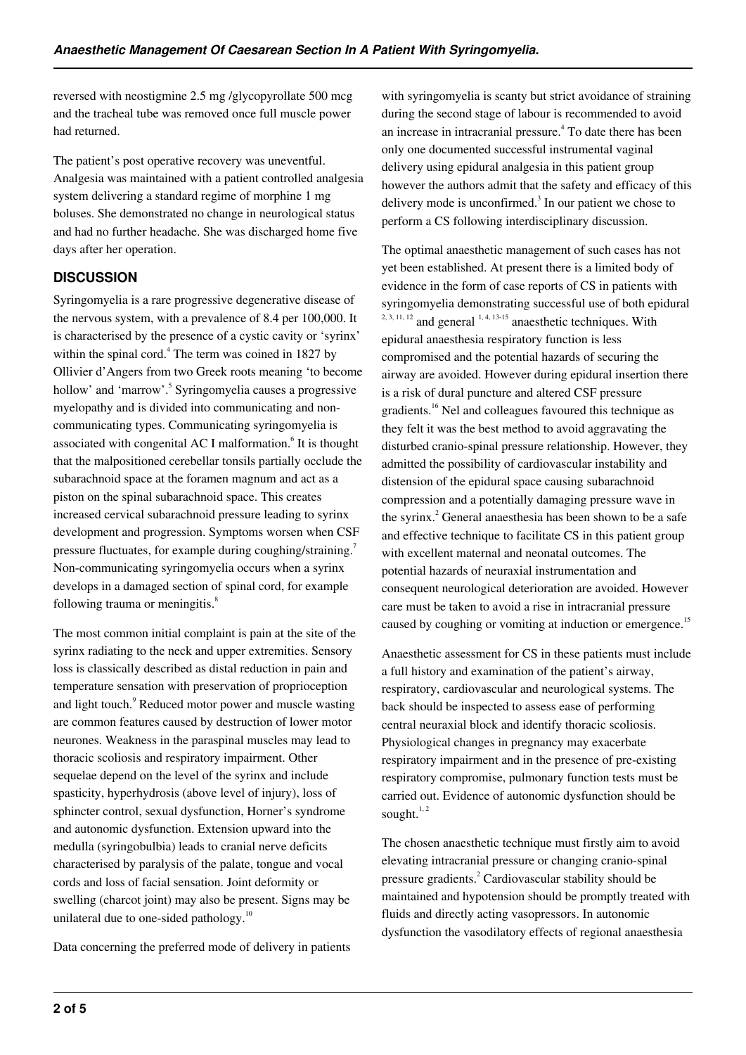reversed with neostigmine 2.5 mg /glycopyrollate 500 mcg and the tracheal tube was removed once full muscle power had returned.

The patient's post operative recovery was uneventful. Analgesia was maintained with a patient controlled analgesia system delivering a standard regime of morphine 1 mg boluses. She demonstrated no change in neurological status and had no further headache. She was discharged home five days after her operation.

## DISCUSSION

Syringomyelia is a rare progressive degenerative disease of the nervous system, with a prevalence of 8.4 per 100,000. It is characterised by the presence of a cystic cavity or 'syrinx' within the spinal cord.[4] The term was coined in 1827 by Ollivier d'Angers from two Greek roots meaning 'to become hollow' and 'marrow'.[5] Syringomyelia causes a progressive myelopathy and is divided into communicating and non-communicating types. Communicating syringomyelia is associated with congenital AC I malformation.[6] It is thought that the malpositioned cerebellar tonsils partially occlude the subarachnoid space at the foramen magnum and act as a piston on the spinal subarachnoid space. This creates increased cervical subarachnoid pressure leading to syrinx development and progression. Symptoms worsen when CSF pressure fluctuates, for example during coughing/straining.[7] Non-communicating syringomyelia occurs when a syrinx develops in a damaged section of spinal cord, for example following trauma or meningitis.[8]

The most common initial complaint is pain at the site of the syrinx radiating to the neck and upper extremities. Sensory loss is classically described as distal reduction in pain and temperature sensation with preservation of proprioception and light touch.[9] Reduced motor power and muscle wasting are common features caused by destruction of lower motor neurones. Weakness in the paraspinal muscles may lead to thoracic scoliosis and respiratory impairment. Other sequelae depend on the level of the syrinx and include spasticity, hyperhydrosis (above level of injury), loss of sphincter control, sexual dysfunction, Horner's syndrome and autonomic dysfunction. Extension upward into the medulla (syringobulbia) leads to cranial nerve deficits characterised by paralysis of the palate, tongue and vocal cords and loss of facial sensation. Joint deformity or swelling (charcot joint) may also be present. Signs may be unilateral due to one-sided pathology.[10]

Data concerning the preferred mode of delivery in patients with syringomyelia is scanty but strict avoidance of straining during the second stage of labour is recommended to avoid an increase in intracranial pressure.[4] To date there has been only one documented successful instrumental vaginal delivery using epidural analgesia in this patient group however the authors admit that the safety and efficacy of this delivery mode is unconfirmed.[3] In our patient we chose to perform a CS following interdisciplinary discussion.

The optimal anaesthetic management of such cases has not yet been established. At present there is a limited body of evidence in the form of case reports of CS in patients with syringomyelia demonstrating successful use of both epidural [2, 3, 11, 12] and general [1, 4, 13-15] anaesthetic techniques. With epidural anaesthesia respiratory function is less compromised and the potential hazards of securing the airway are avoided. However during epidural insertion there is a risk of dural puncture and altered CSF pressure gradients.[16] Nel and colleagues favoured this technique as they felt it was the best method to avoid aggravating the disturbed cranio-spinal pressure relationship. However, they admitted the possibility of cardiovascular instability and distension of the epidural space causing subarachnoid compression and a potentially damaging pressure wave in the syrinx.[2] General anaesthesia has been shown to be a safe and effective technique to facilitate CS in this patient group with excellent maternal and neonatal outcomes. The potential hazards of neuraxial instrumentation and consequent neurological deterioration are avoided. However care must be taken to avoid a rise in intracranial pressure caused by coughing or vomiting at induction or emergence.[15]

Anaesthetic assessment for CS in these patients must include a full history and examination of the patient's airway, respiratory, cardiovascular and neurological systems. The back should be inspected to assess ease of performing central neuraxial block and identify thoracic scoliosis. Physiological changes in pregnancy may exacerbate respiratory impairment and in the presence of pre-existing respiratory compromise, pulmonary function tests must be carried out. Evidence of autonomic dysfunction should be sought.[1, 2]

The chosen anaesthetic technique must firstly aim to avoid elevating intracranial pressure or changing cranio-spinal pressure gradients.[2] Cardiovascular stability should be maintained and hypotension should be promptly treated with fluids and directly acting vasopressors. In autonomic dysfunction the vasodilatory effects of regional anaesthesia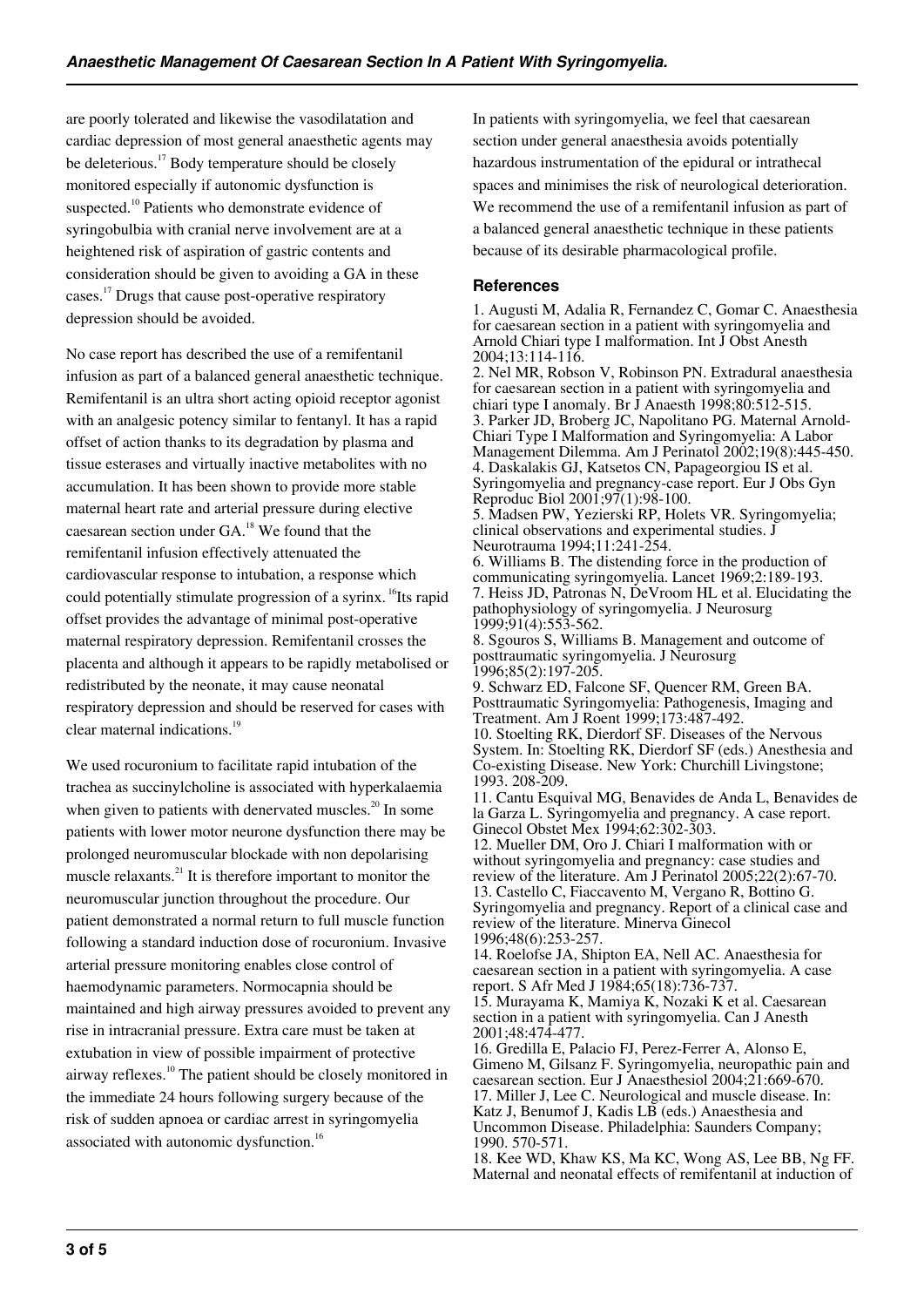are poorly tolerated and likewise the vasodilatation and cardiac depression of most general anaesthetic agents may be deleterious.[17] Body temperature should be closely monitored especially if autonomic dysfunction is suspected.[10] Patients who demonstrate evidence of syringobulbia with cranial nerve involvement are at a heightened risk of aspiration of gastric contents and consideration should be given to avoiding a GA in these cases.[17] Drugs that cause post-operative respiratory depression should be avoided.

No case report has described the use of a remifentanil infusion as part of a balanced general anaesthetic technique. Remifentanil is an ultra short acting opioid receptor agonist with an analgesic potency similar to fentanyl. It has a rapid offset of action thanks to its degradation by plasma and tissue esterases and virtually inactive metabolites with no accumulation. It has been shown to provide more stable maternal heart rate and arterial pressure during elective caesarean section under GA.[18] We found that the remifentanil infusion effectively attenuated the cardiovascular response to intubation, a response which could potentially stimulate progression of a syrinx. [16]Its rapid offset provides the advantage of minimal post-operative maternal respiratory depression. Remifentanil crosses the placenta and although it appears to be rapidly metabolised or redistributed by the neonate, it may cause neonatal respiratory depression and should be reserved for cases with clear maternal indications.[19]

We used rocuronium to facilitate rapid intubation of the trachea as succinylcholine is associated with hyperkalaemia when given to patients with denervated muscles.[20] In some patients with lower motor neurone dysfunction there may be prolonged neuromuscular blockade with non depolarising muscle relaxants.[21] It is therefore important to monitor the neuromuscular junction throughout the procedure. Our patient demonstrated a normal return to full muscle function following a standard induction dose of rocuronium. Invasive arterial pressure monitoring enables close control of haemodynamic parameters. Normocapnia should be maintained and high airway pressures avoided to prevent any rise in intracranial pressure. Extra care must be taken at extubation in view of possible impairment of protective airway reflexes.[10] The patient should be closely monitored in the immediate 24 hours following surgery because of the risk of sudden apnoea or cardiac arrest in syringomyelia associated with autonomic dysfunction.[16]

In patients with syringomyelia, we feel that caesarean section under general anaesthesia avoids potentially hazardous instrumentation of the epidural or intrathecal spaces and minimises the risk of neurological deterioration. We recommend the use of a remifentanil infusion as part of a balanced general anaesthetic technique in these patients because of its desirable pharmacological profile.

## References

1. Augusti M, Adalia R, Fernandez C, Gomar C. Anaesthesia for caesarean section in a patient with syringomyelia and Arnold Chiari type I malformation. Int J Obst Anesth 2004;13:114-116.
2. Nel MR, Robson V, Robinson PN. Extradural anaesthesia for caesarean section in a patient with syringomyelia and chiari type I anomaly. Br J Anaesth 1998;80:512-515.
3. Parker JD, Broberg JC, Napolitano PG. Maternal Arnold-Chiari Type I Malformation and Syringomyelia: A Labor Management Dilemma. Am J Perinatol 2002;19(8):445-450.
4. Daskalakis GJ, Katsetos CN, Papageorgiou IS et al. Syringomyelia and pregnancy-case report. Eur J Obs Gyn Reproduc Biol 2001;97(1):98-100.
5. Madsen PW, Yezierski RP, Holets VR. Syringomyelia; clinical observations and experimental studies. J Neurotrauma 1994;11:241-254.
6. Williams B. The distending force in the production of communicating syringomyelia. Lancet 1969;2:189-193.
7. Heiss JD, Patronas N, DeVroom HL et al. Elucidating the pathophysiology of syringomyelia. J Neurosurg 1999;91(4):553-562.
8. Sgouros S, Williams B. Management and outcome of posttraumatic syringomyelia. J Neurosurg 1996;85(2):197-205.
9. Schwarz ED, Falcone SF, Quencer RM, Green BA. Posttraumatic Syringomyelia: Pathogenesis, Imaging and Treatment. Am J Roent 1999;173:487-492.
10. Stoelting RK, Dierdorf SF. Diseases of the Nervous System. In: Stoelting RK, Dierdorf SF (eds.) Anesthesia and Co-existing Disease. New York: Churchill Livingstone; 1993. 208-209.
11. Cantu Esquival MG, Benavides de Anda L, Benavides de la Garza L. Syringomyelia and pregnancy. A case report. Ginecol Obstet Mex 1994;62:302-303.
12. Mueller DM, Oro J. Chiari I malformation with or without syringomyelia and pregnancy: case studies and review of the literature. Am J Perinatol 2005;22(2):67-70.
13. Castello C, Fiaccavento M, Vergano R, Bottino G. Syringomyelia and pregnancy. Report of a clinical case and review of the literature. Minerva Ginecol 1996;48(6):253-257.
14. Roelofse JA, Shipton EA, Nell AC. Anaesthesia for caesarean section in a patient with syringomyelia. A case report. S Afr Med J 1984;65(18):736-737.
15. Murayama K, Mamiya K, Nozaki K et al. Caesarean section in a patient with syringomyelia. Can J Anesth 2001;48:474-477.
16. Gredilla E, Palacio FJ, Perez-Ferrer A, Alonso E, Gimeno M, Gilsanz F. Syringomyelia, neuropathic pain and caesarean section. Eur J Anaesthesiol 2004;21:669-670.
17. Miller J, Lee C. Neurological and muscle disease. In: Katz J, Benumof J, Kadis LB (eds.) Anaesthesia and Uncommon Disease. Philadelphia: Saunders Company; 1990. 570-571.
18. Kee WD, Khaw KS, Ma KC, Wong AS, Lee BB, Ng FF. Maternal and neonatal effects of remifentanil at induction of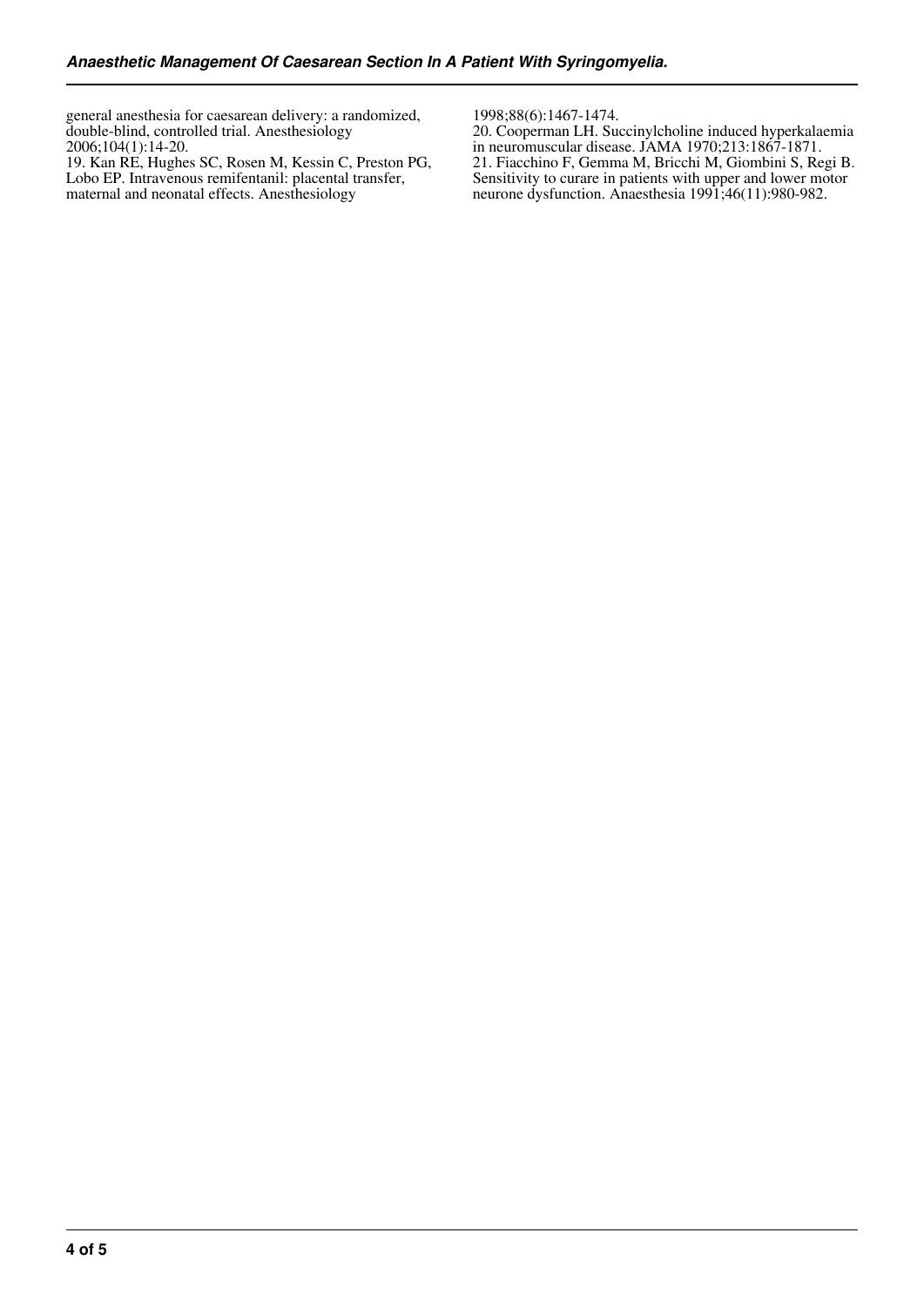general anesthesia for caesarean delivery: a randomized, double-blind, controlled trial. Anesthesiology 2006;104(1):14-20.

19. Kan RE, Hughes SC, Rosen M, Kessin C, Preston PG, Lobo EP. Intravenous remifentanil: placental transfer, maternal and neonatal effects. Anesthesiology 1998;88(6):1467-1474.

20. Cooperman LH. Succinylcholine induced hyperkalaemia in neuromuscular disease. JAMA 1970;213:1867-1871.

21. Fiacchino F, Gemma M, Bricchi M, Giombini S, Regi B. Sensitivity to curare in patients with upper and lower motor neurone dysfunction. Anaesthesia 1991;46(11):980-982.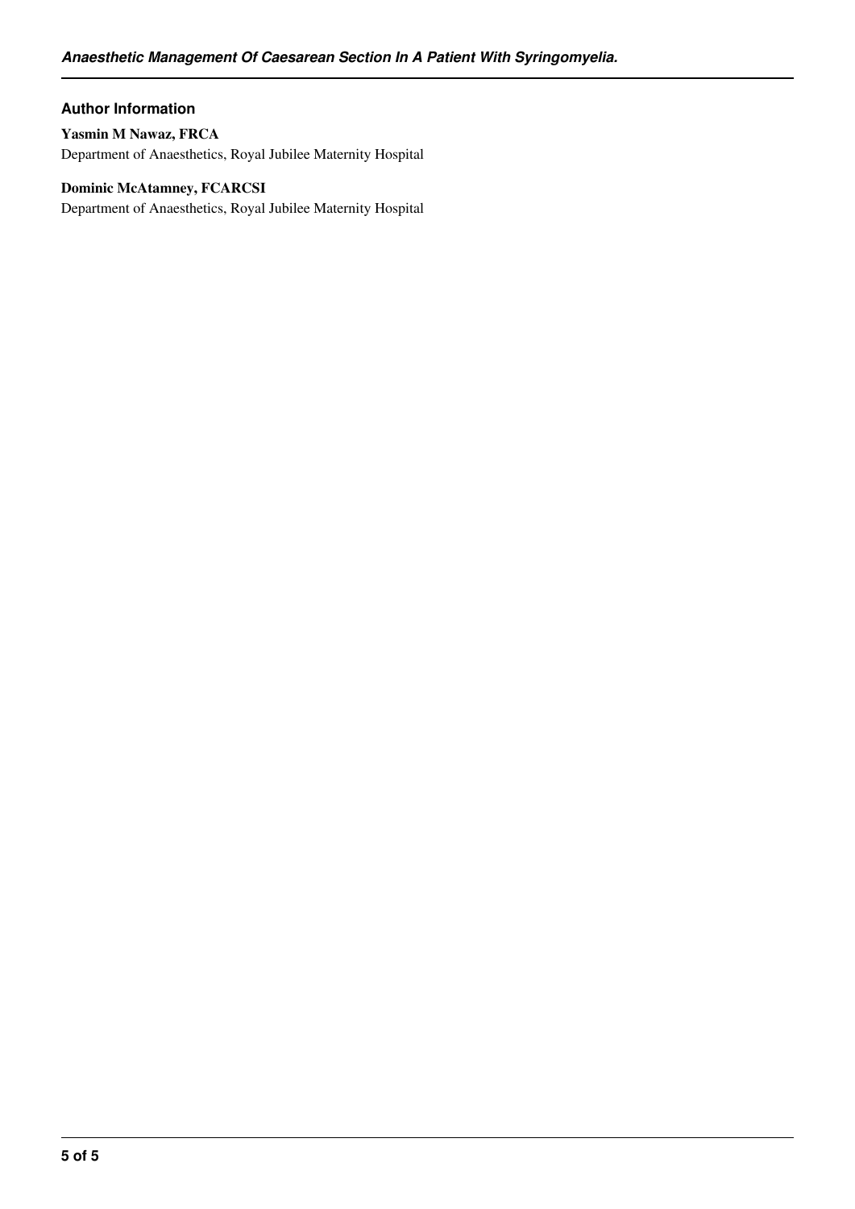### Author Information

**Yasmin M Nawaz, FRCA**
Department of Anaesthetics, Royal Jubilee Maternity Hospital

**Dominic McAtamney, FCARCSI**
Department of Anaesthetics, Royal Jubilee Maternity Hospital